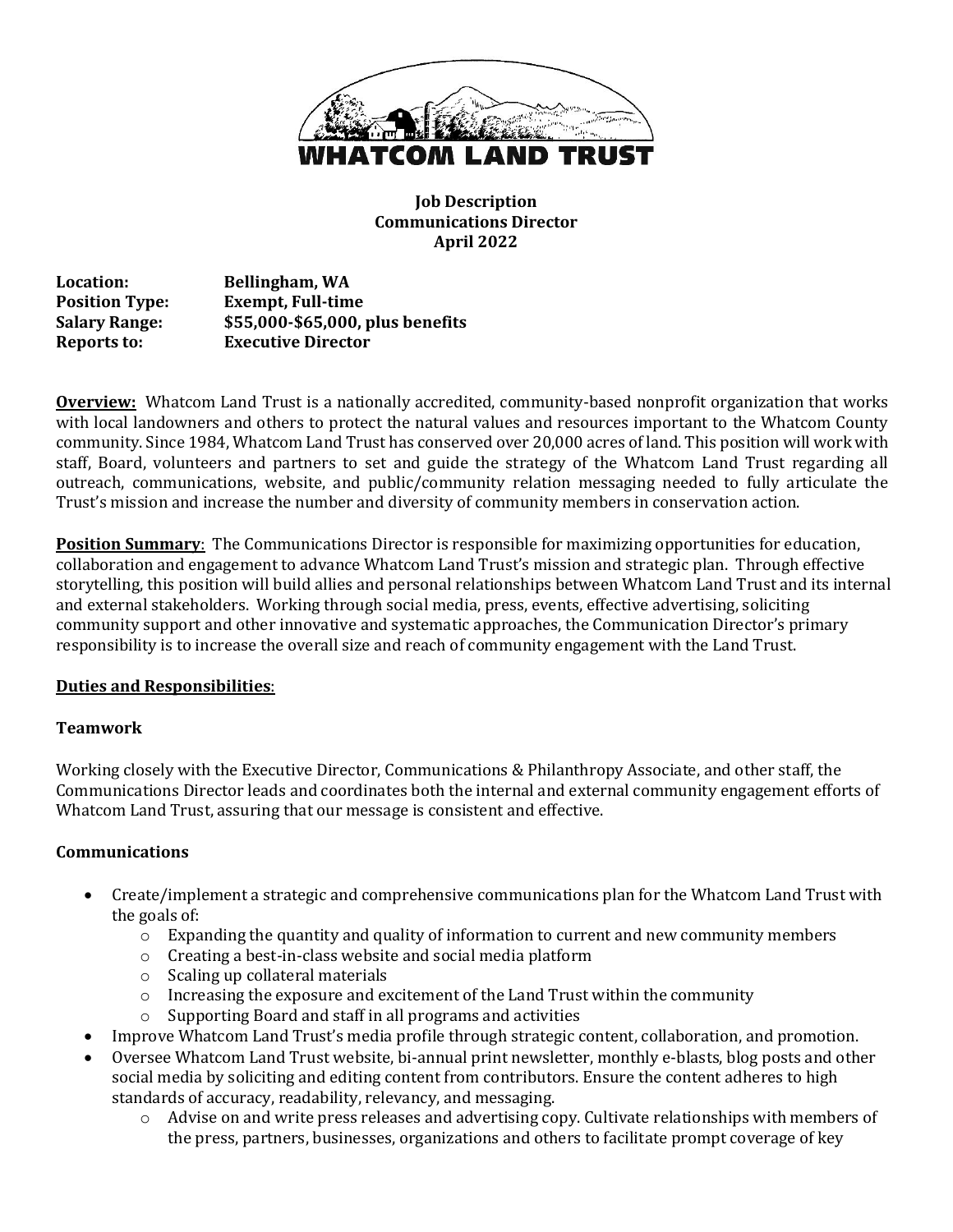WHATCOM LAND TRUST

**Job Description**
**Communications Director**
**April 2022**

**Location:** Bellingham, WA
**Position Type:** Exempt, Full-time
**Salary Range:** $55,000-$65,000, plus benefits
**Reports to:** Executive Director

**Overview:** Whatcom Land Trust is a nationally accredited, community-based nonprofit organization that works with local landowners and others to protect the natural values and resources important to the Whatcom County community. Since 1984, Whatcom Land Trust has conserved over 20,000 acres of land. This position will work with staff, Board, volunteers and partners to set and guide the strategy of the Whatcom Land Trust regarding all outreach, communications, website, and public/community relation messaging needed to fully articulate the Trust's mission and increase the number and diversity of community members in conservation action.

**Position Summary**: The Communications Director is responsible for maximizing opportunities for education, collaboration and engagement to advance Whatcom Land Trust's mission and strategic plan. Through effective storytelling, this position will build allies and personal relationships between Whatcom Land Trust and its internal and external stakeholders. Working through social media, press, events, effective advertising, soliciting community support and other innovative and systematic approaches, the Communication Director's primary responsibility is to increase the overall size and reach of community engagement with the Land Trust.

**Duties and Responsibilities**:

### Teamwork

Working closely with the Executive Director, Communications & Philanthropy Associate, and other staff, the Communications Director leads and coordinates both the internal and external community engagement efforts of Whatcom Land Trust, assuring that our message is consistent and effective.

### Communications

- Create/implement a strategic and comprehensive communications plan for the Whatcom Land Trust with the goals of:
  - Expanding the quantity and quality of information to current and new community members
  - Creating a best-in-class website and social media platform
  - Scaling up collateral materials
  - Increasing the exposure and excitement of the Land Trust within the community
  - Supporting Board and staff in all programs and activities
- Improve Whatcom Land Trust's media profile through strategic content, collaboration, and promotion.
- Oversee Whatcom Land Trust website, bi-annual print newsletter, monthly e-blasts, blog posts and other social media by soliciting and editing content from contributors. Ensure the content adheres to high standards of accuracy, readability, relevancy, and messaging.
  - Advise on and write press releases and advertising copy. Cultivate relationships with members of the press, partners, businesses, organizations and others to facilitate prompt coverage of key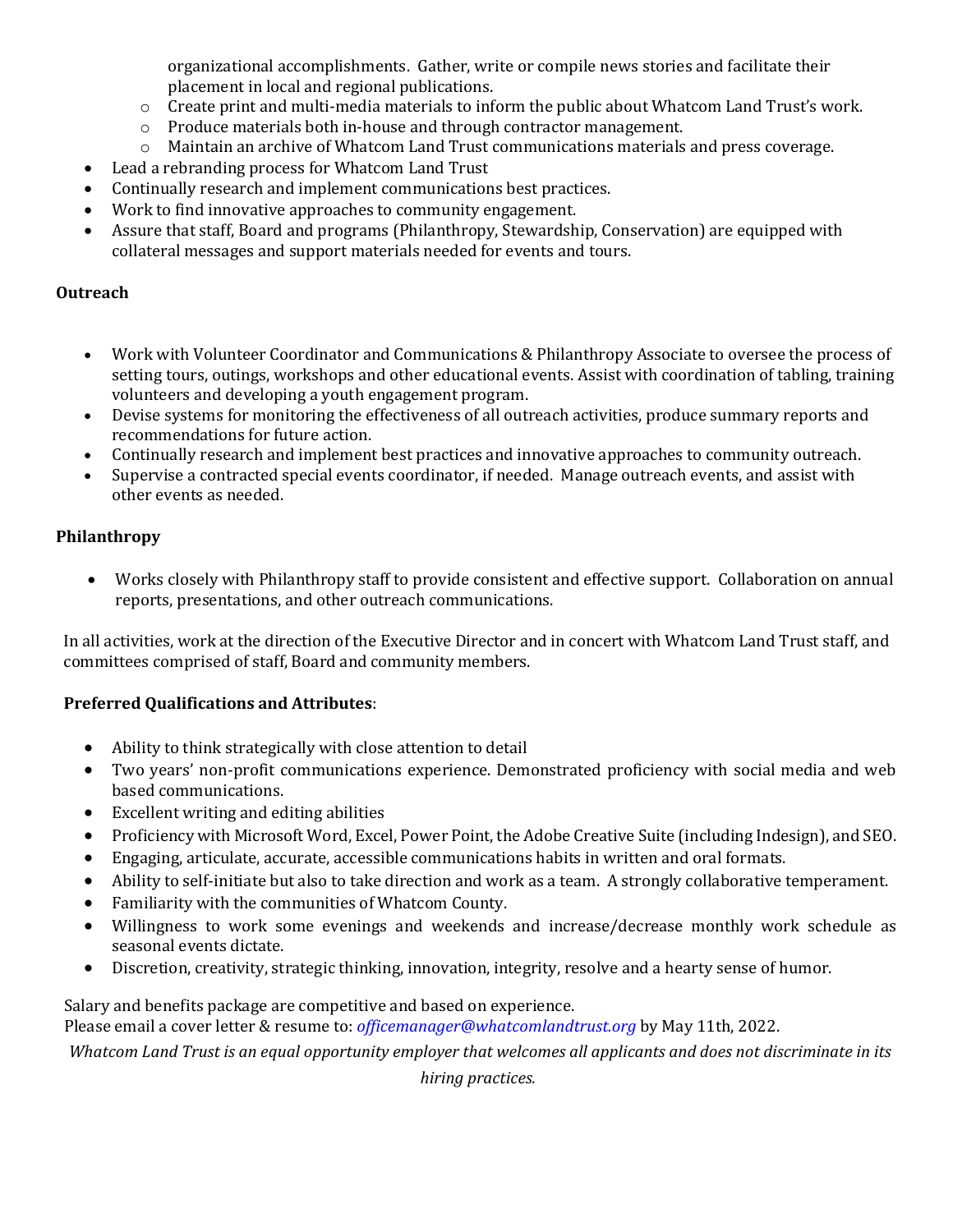organizational accomplishments. Gather, write or compile news stories and facilitate their placement in local and regional publications.
  - Create print and multi-media materials to inform the public about Whatcom Land Trust's work.
  - Produce materials both in-house and through contractor management.
  - Maintain an archive of Whatcom Land Trust communications materials and press coverage.
- Lead a rebranding process for Whatcom Land Trust
- Continually research and implement communications best practices.
- Work to find innovative approaches to community engagement.
- Assure that staff, Board and programs (Philanthropy, Stewardship, Conservation) are equipped with collateral messages and support materials needed for events and tours.

**Outreach**

- Work with Volunteer Coordinator and Communications & Philanthropy Associate to oversee the process of setting tours, outings, workshops and other educational events. Assist with coordination of tabling, training volunteers and developing a youth engagement program.
- Devise systems for monitoring the effectiveness of all outreach activities, produce summary reports and recommendations for future action.
- Continually research and implement best practices and innovative approaches to community outreach.
- Supervise a contracted special events coordinator, if needed. Manage outreach events, and assist with other events as needed.

**Philanthropy**

- Works closely with Philanthropy staff to provide consistent and effective support. Collaboration on annual reports, presentations, and other outreach communications.

In all activities, work at the direction of the Executive Director and in concert with Whatcom Land Trust staff, and committees comprised of staff, Board and community members.

**Preferred Qualifications and Attributes**:

- Ability to think strategically with close attention to detail
- Two years' non-profit communications experience. Demonstrated proficiency with social media and web based communications.
- Excellent writing and editing abilities
- Proficiency with Microsoft Word, Excel, Power Point, the Adobe Creative Suite (including Indesign), and SEO.
- Engaging, articulate, accurate, accessible communications habits in written and oral formats.
- Ability to self-initiate but also to take direction and work as a team. A strongly collaborative temperament.
- Familiarity with the communities of Whatcom County.
- Willingness to work some evenings and weekends and increase/decrease monthly work schedule as seasonal events dictate.
- Discretion, creativity, strategic thinking, innovation, integrity, resolve and a hearty sense of humor.

Salary and benefits package are competitive and based on experience.
Please email a cover letter & resume to: *officemanager@whatcomlandtrust.org* by May 11th, 2022.

*Whatcom Land Trust is an equal opportunity employer that welcomes all applicants and does not discriminate in its hiring practices.*